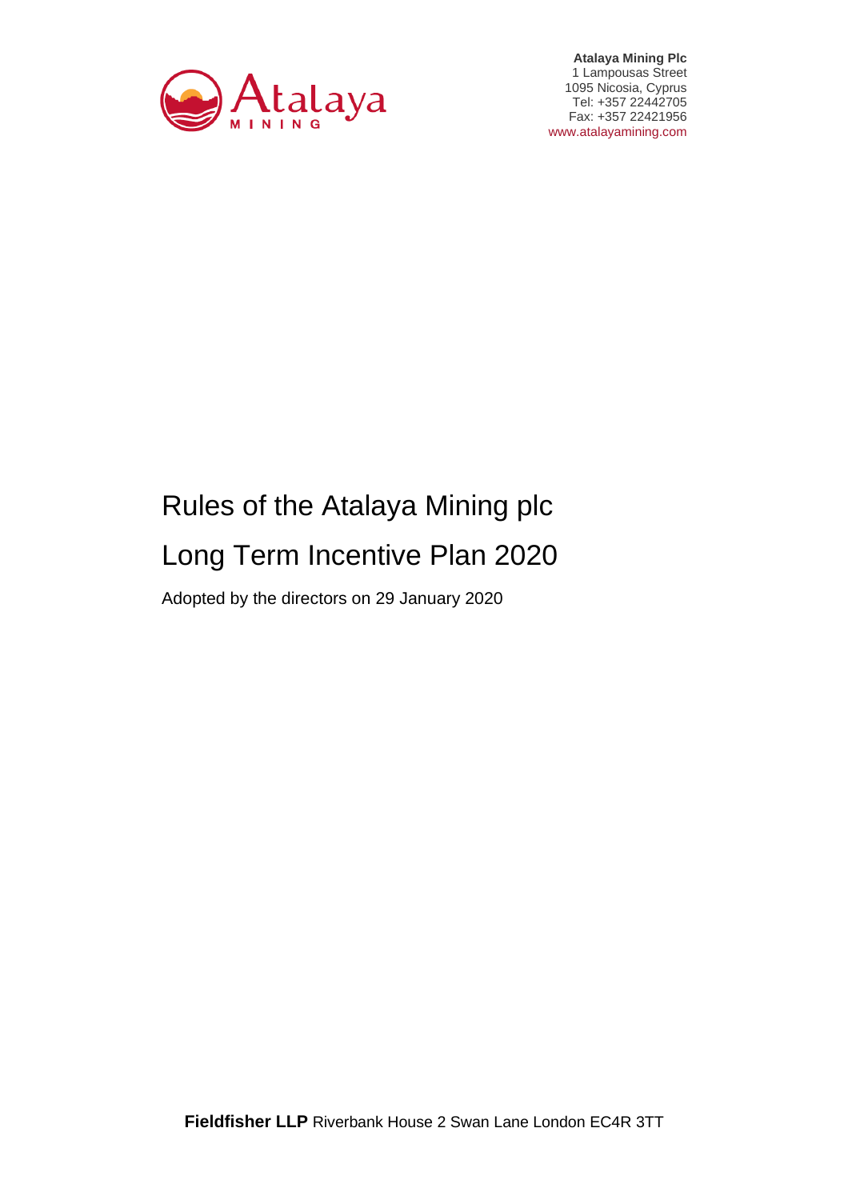**Atalaya Mining Plc**
1 Lampousas Street
1095 Nicosia, Cyprus
Tel: +357 22442705
Fax: +357 22421956
www.atalayamining.com

# Rules of the Atalaya Mining plc Long Term Incentive Plan 2020

Adopted by the directors on 29 January 2020

**Fieldfisher LLP** Riverbank House 2 Swan Lane London EC4R 3TT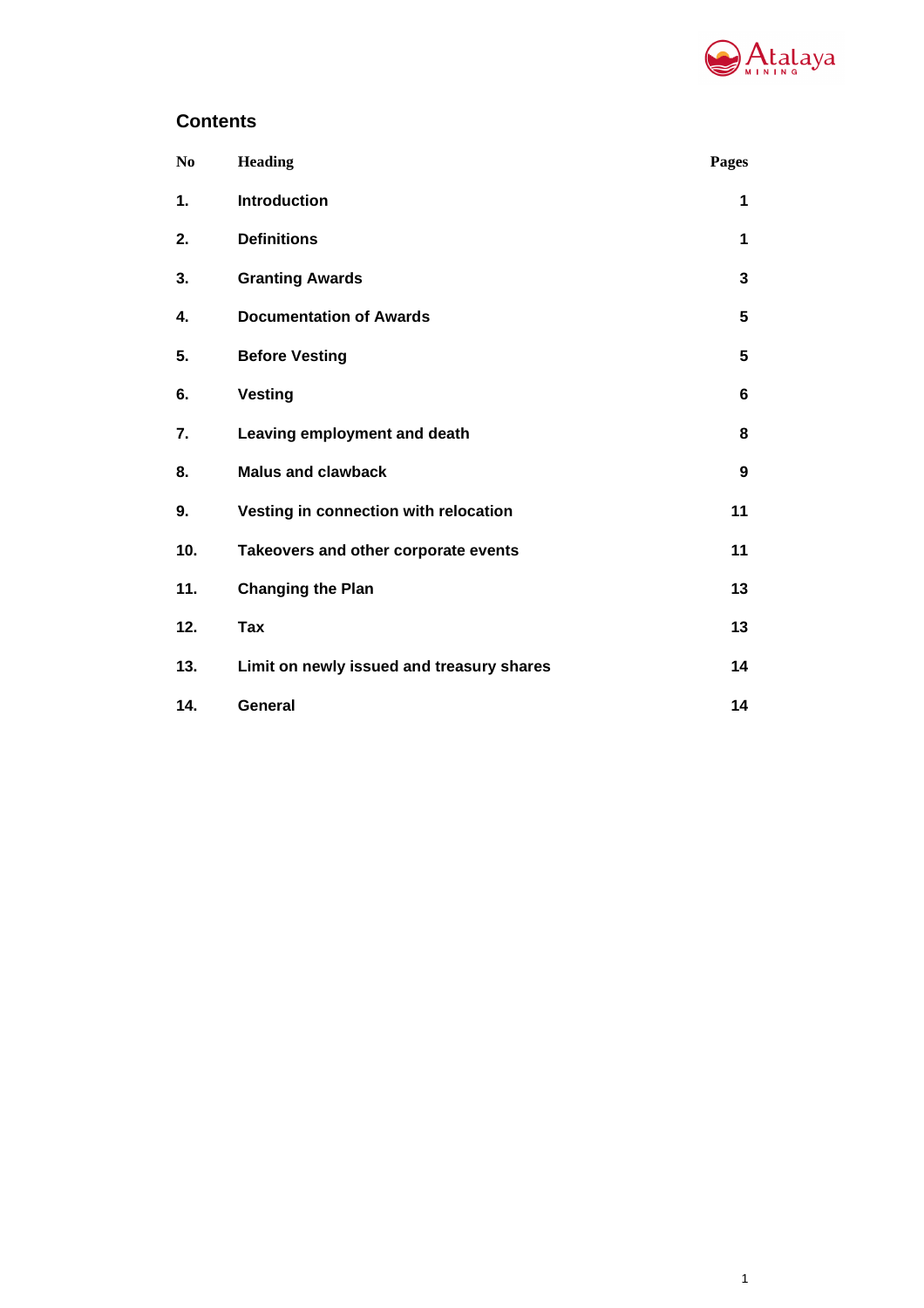## Contents

| No | Heading | Pages |
|---|---|---|
| **1.** | **Introduction** | **1** |
| **2.** | **Definitions** | **1** |
| **3.** | **Granting Awards** | **3** |
| **4.** | **Documentation of Awards** | **5** |
| **5.** | **Before Vesting** | **5** |
| **6.** | **Vesting** | **6** |
| **7.** | **Leaving employment and death** | **8** |
| **8.** | **Malus and clawback** | **9** |
| **9.** | **Vesting in connection with relocation** | **11** |
| **10.** | **Takeovers and other corporate events** | **11** |
| **11.** | **Changing the Plan** | **13** |
| **12.** | **Tax** | **13** |
| **13.** | **Limit on newly issued and treasury shares** | **14** |
| **14.** | **General** | **14** |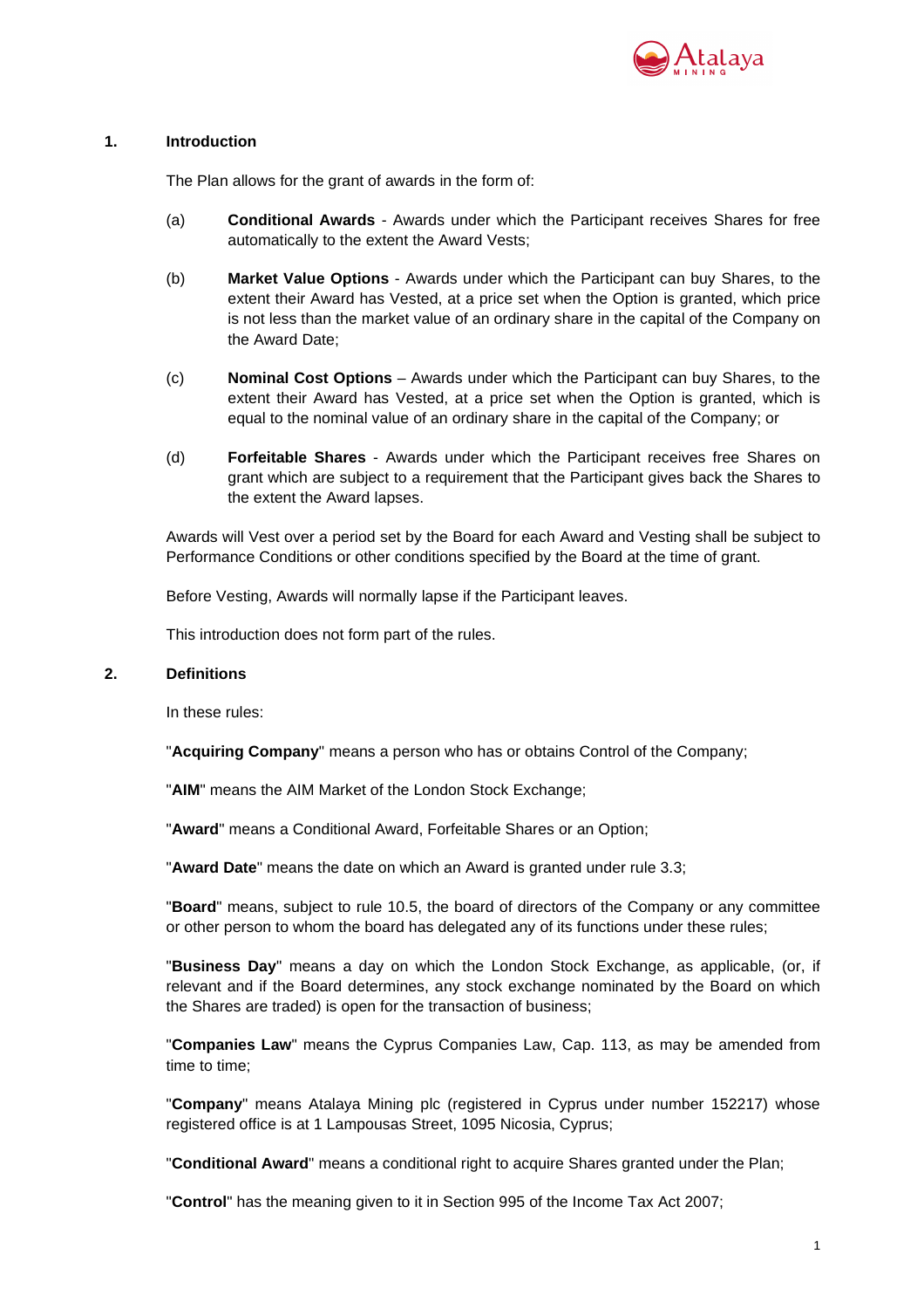## 1. Introduction

The Plan allows for the grant of awards in the form of:

(a) **Conditional Awards** - Awards under which the Participant receives Shares for free automatically to the extent the Award Vests;

(b) **Market Value Options** - Awards under which the Participant can buy Shares, to the extent their Award has Vested, at a price set when the Option is granted, which price is not less than the market value of an ordinary share in the capital of the Company on the Award Date;

(c) **Nominal Cost Options** – Awards under which the Participant can buy Shares, to the extent their Award has Vested, at a price set when the Option is granted, which is equal to the nominal value of an ordinary share in the capital of the Company; or

(d) **Forfeitable Shares** - Awards under which the Participant receives free Shares on grant which are subject to a requirement that the Participant gives back the Shares to the extent the Award lapses.

Awards will Vest over a period set by the Board for each Award and Vesting shall be subject to Performance Conditions or other conditions specified by the Board at the time of grant.

Before Vesting, Awards will normally lapse if the Participant leaves.

This introduction does not form part of the rules.

## 2. Definitions

In these rules:

"**Acquiring Company**" means a person who has or obtains Control of the Company;

"**AIM**" means the AIM Market of the London Stock Exchange;

"**Award**" means a Conditional Award, Forfeitable Shares or an Option;

"**Award Date**" means the date on which an Award is granted under rule 3.3;

"**Board**" means, subject to rule 10.5, the board of directors of the Company or any committee or other person to whom the board has delegated any of its functions under these rules;

"**Business Day**" means a day on which the London Stock Exchange, as applicable, (or, if relevant and if the Board determines, any stock exchange nominated by the Board on which the Shares are traded) is open for the transaction of business;

"**Companies Law**" means the Cyprus Companies Law, Cap. 113, as may be amended from time to time;

"**Company**" means Atalaya Mining plc (registered in Cyprus under number 152217) whose registered office is at 1 Lampousas Street, 1095 Nicosia, Cyprus;

"**Conditional Award**" means a conditional right to acquire Shares granted under the Plan;

"**Control**" has the meaning given to it in Section 995 of the Income Tax Act 2007;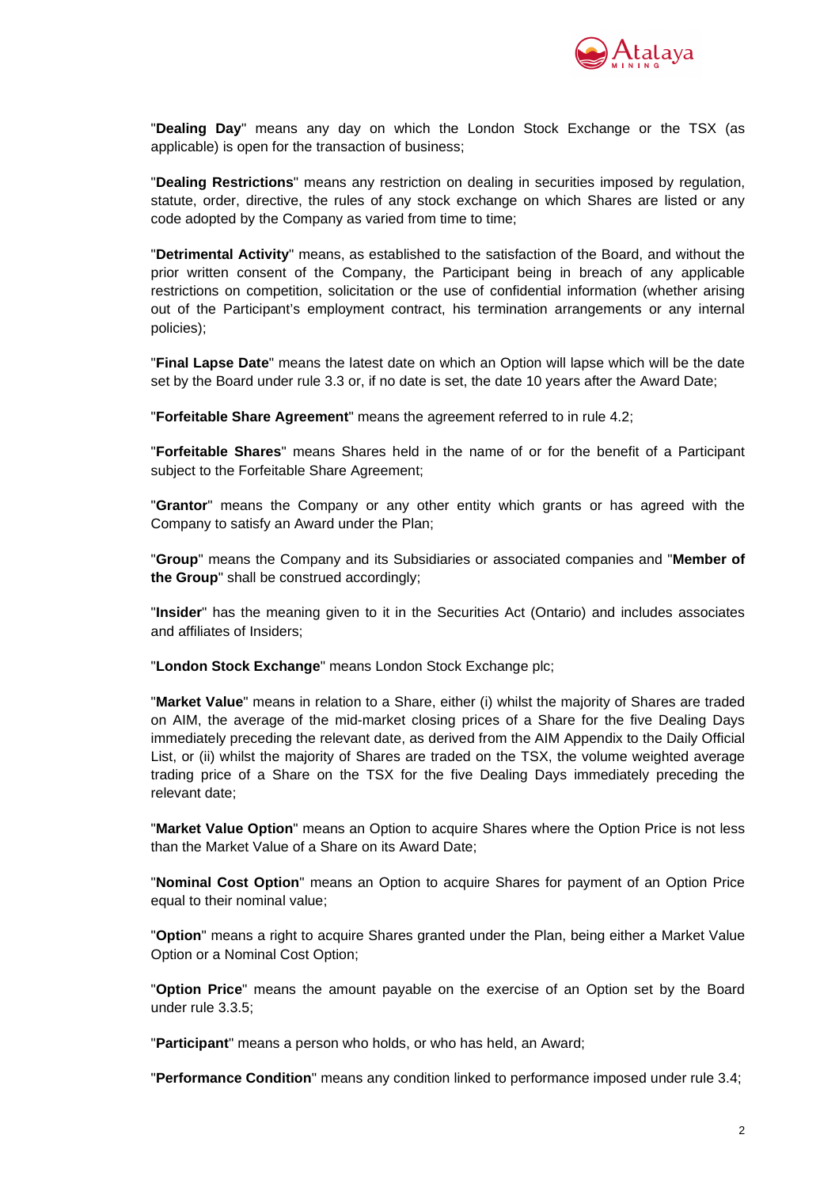"**Dealing Day**" means any day on which the London Stock Exchange or the TSX (as applicable) is open for the transaction of business;

"**Dealing Restrictions**" means any restriction on dealing in securities imposed by regulation, statute, order, directive, the rules of any stock exchange on which Shares are listed or any code adopted by the Company as varied from time to time;

"**Detrimental Activity**" means, as established to the satisfaction of the Board, and without the prior written consent of the Company, the Participant being in breach of any applicable restrictions on competition, solicitation or the use of confidential information (whether arising out of the Participant's employment contract, his termination arrangements or any internal policies);

"**Final Lapse Date**" means the latest date on which an Option will lapse which will be the date set by the Board under rule 3.3 or, if no date is set, the date 10 years after the Award Date;

"**Forfeitable Share Agreement**" means the agreement referred to in rule 4.2;

"**Forfeitable Shares**" means Shares held in the name of or for the benefit of a Participant subject to the Forfeitable Share Agreement;

"**Grantor**" means the Company or any other entity which grants or has agreed with the Company to satisfy an Award under the Plan;

"**Group**" means the Company and its Subsidiaries or associated companies and "**Member of the Group**" shall be construed accordingly;

"**Insider**" has the meaning given to it in the Securities Act (Ontario) and includes associates and affiliates of Insiders;

"**London Stock Exchange**" means London Stock Exchange plc;

"**Market Value**" means in relation to a Share, either (i) whilst the majority of Shares are traded on AIM, the average of the mid-market closing prices of a Share for the five Dealing Days immediately preceding the relevant date, as derived from the AIM Appendix to the Daily Official List, or (ii) whilst the majority of Shares are traded on the TSX, the volume weighted average trading price of a Share on the TSX for the five Dealing Days immediately preceding the relevant date;

"**Market Value Option**" means an Option to acquire Shares where the Option Price is not less than the Market Value of a Share on its Award Date;

"**Nominal Cost Option**" means an Option to acquire Shares for payment of an Option Price equal to their nominal value;

"**Option**" means a right to acquire Shares granted under the Plan, being either a Market Value Option or a Nominal Cost Option;

"**Option Price**" means the amount payable on the exercise of an Option set by the Board under rule 3.3.5;

"**Participant**" means a person who holds, or who has held, an Award;

"**Performance Condition**" means any condition linked to performance imposed under rule 3.4;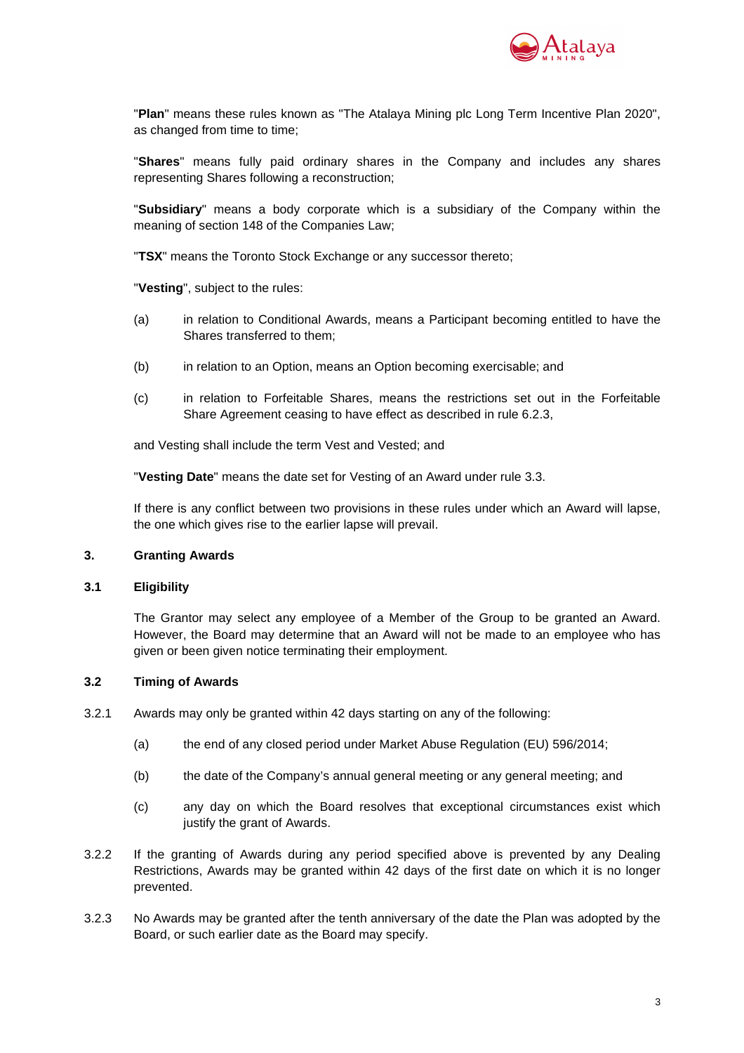"**Plan**" means these rules known as "The Atalaya Mining plc Long Term Incentive Plan 2020", as changed from time to time;

"**Shares**" means fully paid ordinary shares in the Company and includes any shares representing Shares following a reconstruction;

"**Subsidiary**" means a body corporate which is a subsidiary of the Company within the meaning of section 148 of the Companies Law;

"**TSX**" means the Toronto Stock Exchange or any successor thereto;

"**Vesting**", subject to the rules:

(a) in relation to Conditional Awards, means a Participant becoming entitled to have the Shares transferred to them;

(b) in relation to an Option, means an Option becoming exercisable; and

(c) in relation to Forfeitable Shares, means the restrictions set out in the Forfeitable Share Agreement ceasing to have effect as described in rule 6.2.3,

and Vesting shall include the term Vest and Vested; and

"**Vesting Date**" means the date set for Vesting of an Award under rule 3.3.

If there is any conflict between two provisions in these rules under which an Award will lapse, the one which gives rise to the earlier lapse will prevail.

## 3. Granting Awards

### 3.1 Eligibility

The Grantor may select any employee of a Member of the Group to be granted an Award. However, the Board may determine that an Award will not be made to an employee who has given or been given notice terminating their employment.

### 3.2 Timing of Awards

3.2.1 Awards may only be granted within 42 days starting on any of the following:

(a) the end of any closed period under Market Abuse Regulation (EU) 596/2014;

(b) the date of the Company's annual general meeting or any general meeting; and

(c) any day on which the Board resolves that exceptional circumstances exist which justify the grant of Awards.

3.2.2 If the granting of Awards during any period specified above is prevented by any Dealing Restrictions, Awards may be granted within 42 days of the first date on which it is no longer prevented.

3.2.3 No Awards may be granted after the tenth anniversary of the date the Plan was adopted by the Board, or such earlier date as the Board may specify.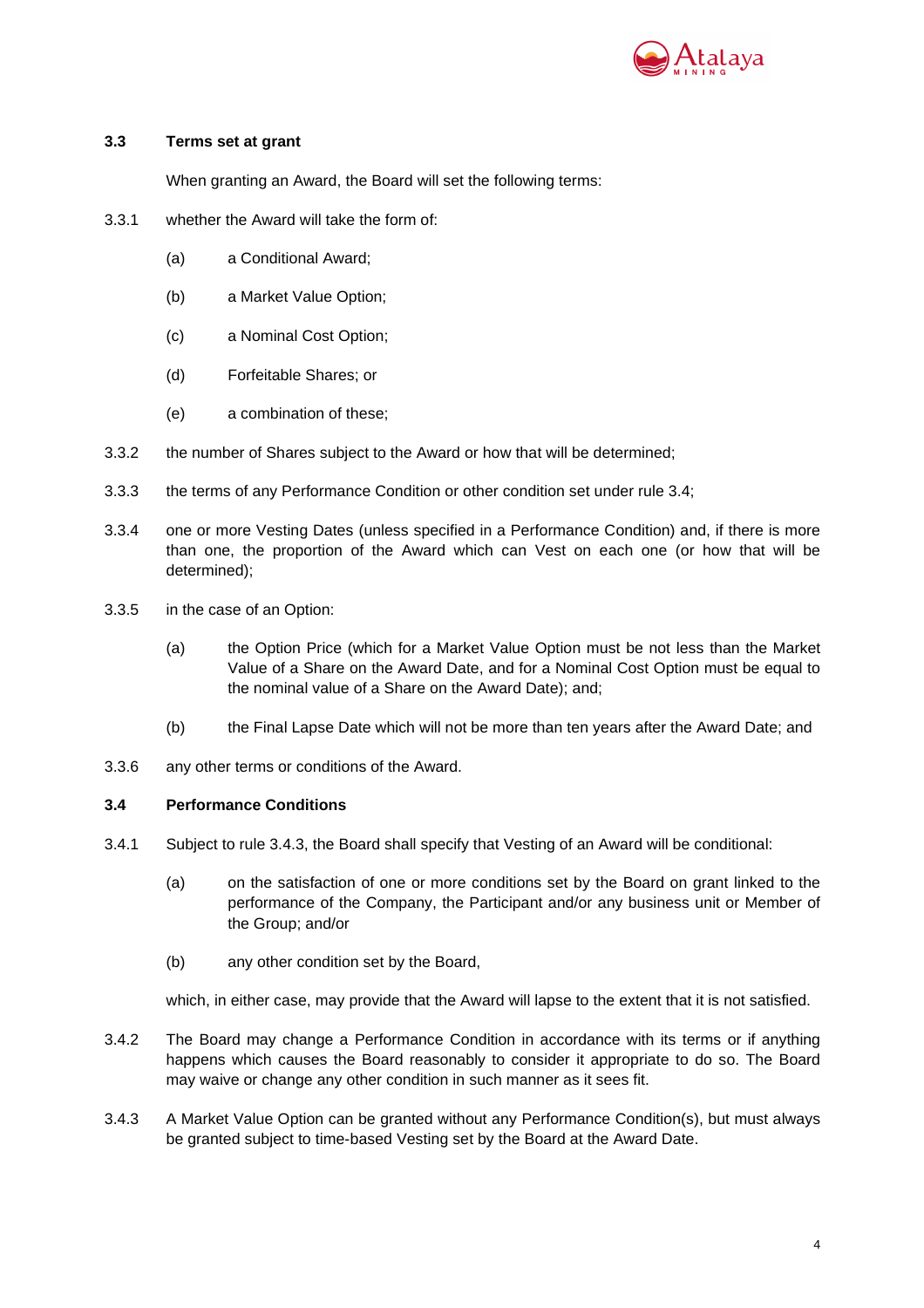### 3.3 Terms set at grant

When granting an Award, the Board will set the following terms:

3.3.1 whether the Award will take the form of:

(a) a Conditional Award;

(b) a Market Value Option;

(c) a Nominal Cost Option;

(d) Forfeitable Shares; or

(e) a combination of these;

3.3.2 the number of Shares subject to the Award or how that will be determined;

3.3.3 the terms of any Performance Condition or other condition set under rule 3.4;

3.3.4 one or more Vesting Dates (unless specified in a Performance Condition) and, if there is more than one, the proportion of the Award which can Vest on each one (or how that will be determined);

3.3.5 in the case of an Option:

(a) the Option Price (which for a Market Value Option must be not less than the Market Value of a Share on the Award Date, and for a Nominal Cost Option must be equal to the nominal value of a Share on the Award Date); and;

(b) the Final Lapse Date which will not be more than ten years after the Award Date; and

3.3.6 any other terms or conditions of the Award.

### 3.4 Performance Conditions

3.4.1 Subject to rule 3.4.3, the Board shall specify that Vesting of an Award will be conditional:

(a) on the satisfaction of one or more conditions set by the Board on grant linked to the performance of the Company, the Participant and/or any business unit or Member of the Group; and/or

(b) any other condition set by the Board,

which, in either case, may provide that the Award will lapse to the extent that it is not satisfied.

3.4.2 The Board may change a Performance Condition in accordance with its terms or if anything happens which causes the Board reasonably to consider it appropriate to do so. The Board may waive or change any other condition in such manner as it sees fit.

3.4.3 A Market Value Option can be granted without any Performance Condition(s), but must always be granted subject to time-based Vesting set by the Board at the Award Date.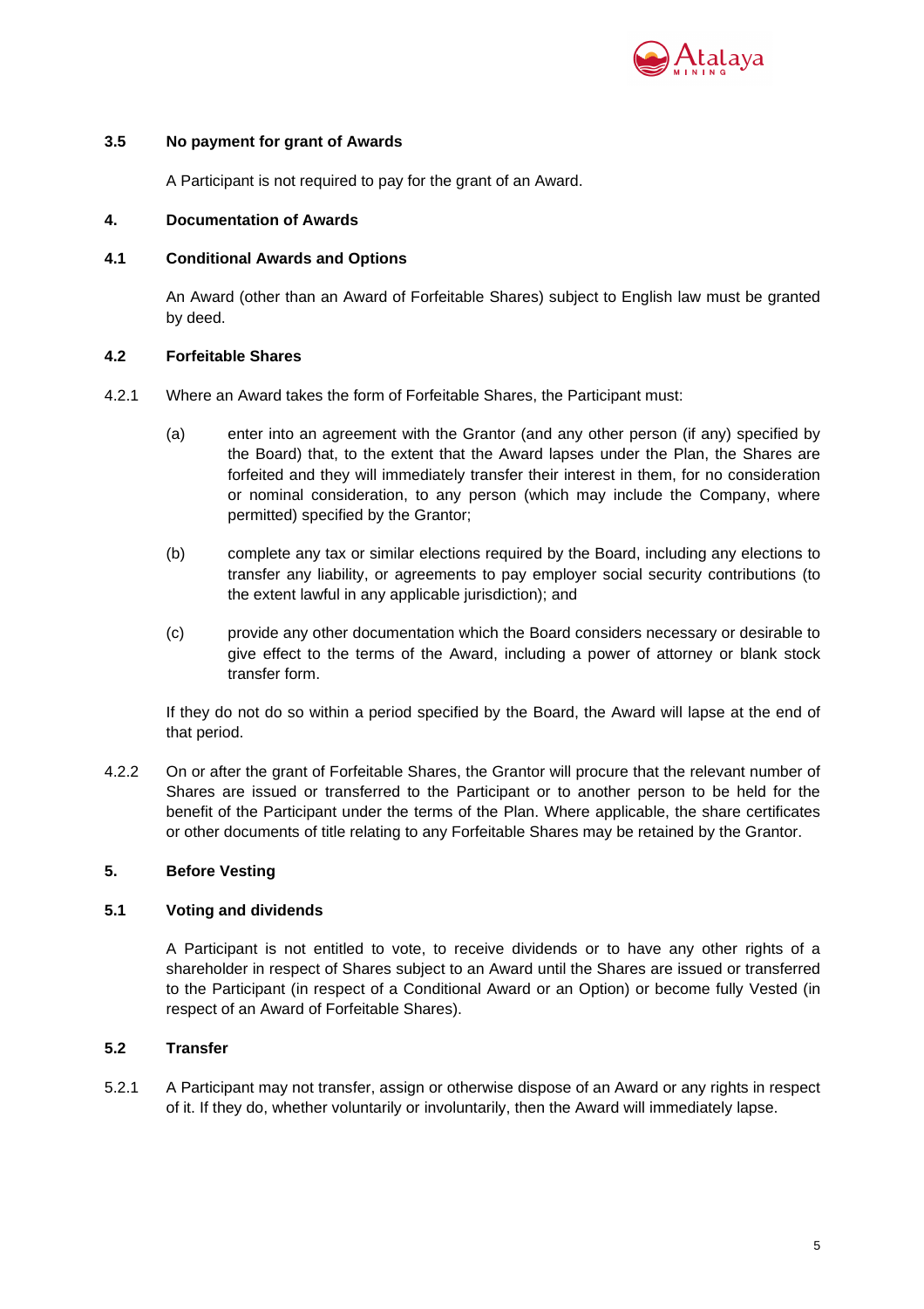**3.5 No payment for grant of Awards**

A Participant is not required to pay for the grant of an Award.

**4. Documentation of Awards**

**4.1 Conditional Awards and Options**

An Award (other than an Award of Forfeitable Shares) subject to English law must be granted by deed.

**4.2 Forfeitable Shares**

4.2.1 Where an Award takes the form of Forfeitable Shares, the Participant must:

(a) enter into an agreement with the Grantor (and any other person (if any) specified by the Board) that, to the extent that the Award lapses under the Plan, the Shares are forfeited and they will immediately transfer their interest in them, for no consideration or nominal consideration, to any person (which may include the Company, where permitted) specified by the Grantor;

(b) complete any tax or similar elections required by the Board, including any elections to transfer any liability, or agreements to pay employer social security contributions (to the extent lawful in any applicable jurisdiction); and

(c) provide any other documentation which the Board considers necessary or desirable to give effect to the terms of the Award, including a power of attorney or blank stock transfer form.

If they do not do so within a period specified by the Board, the Award will lapse at the end of that period.

4.2.2 On or after the grant of Forfeitable Shares, the Grantor will procure that the relevant number of Shares are issued or transferred to the Participant or to another person to be held for the benefit of the Participant under the terms of the Plan. Where applicable, the share certificates or other documents of title relating to any Forfeitable Shares may be retained by the Grantor.

**5. Before Vesting**

**5.1 Voting and dividends**

A Participant is not entitled to vote, to receive dividends or to have any other rights of a shareholder in respect of Shares subject to an Award until the Shares are issued or transferred to the Participant (in respect of a Conditional Award or an Option) or become fully Vested (in respect of an Award of Forfeitable Shares).

**5.2 Transfer**

5.2.1 A Participant may not transfer, assign or otherwise dispose of an Award or any rights in respect of it. If they do, whether voluntarily or involuntarily, then the Award will immediately lapse.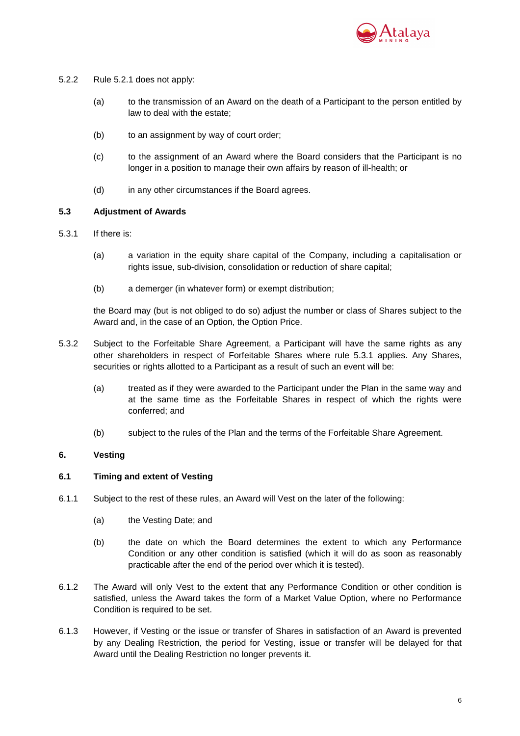5.2.2 Rule 5.2.1 does not apply:

(a) to the transmission of an Award on the death of a Participant to the person entitled by law to deal with the estate;

(b) to an assignment by way of court order;

(c) to the assignment of an Award where the Board considers that the Participant is no longer in a position to manage their own affairs by reason of ill-health; or

(d) in any other circumstances if the Board agrees.

**5.3 Adjustment of Awards**

5.3.1 If there is:

(a) a variation in the equity share capital of the Company, including a capitalisation or rights issue, sub-division, consolidation or reduction of share capital;

(b) a demerger (in whatever form) or exempt distribution;

the Board may (but is not obliged to do so) adjust the number or class of Shares subject to the Award and, in the case of an Option, the Option Price.

5.3.2 Subject to the Forfeitable Share Agreement, a Participant will have the same rights as any other shareholders in respect of Forfeitable Shares where rule 5.3.1 applies. Any Shares, securities or rights allotted to a Participant as a result of such an event will be:

(a) treated as if they were awarded to the Participant under the Plan in the same way and at the same time as the Forfeitable Shares in respect of which the rights were conferred; and

(b) subject to the rules of the Plan and the terms of the Forfeitable Share Agreement.

**6. Vesting**

**6.1 Timing and extent of Vesting**

6.1.1 Subject to the rest of these rules, an Award will Vest on the later of the following:

(a) the Vesting Date; and

(b) the date on which the Board determines the extent to which any Performance Condition or any other condition is satisfied (which it will do as soon as reasonably practicable after the end of the period over which it is tested).

6.1.2 The Award will only Vest to the extent that any Performance Condition or other condition is satisfied, unless the Award takes the form of a Market Value Option, where no Performance Condition is required to be set.

6.1.3 However, if Vesting or the issue or transfer of Shares in satisfaction of an Award is prevented by any Dealing Restriction, the period for Vesting, issue or transfer will be delayed for that Award until the Dealing Restriction no longer prevents it.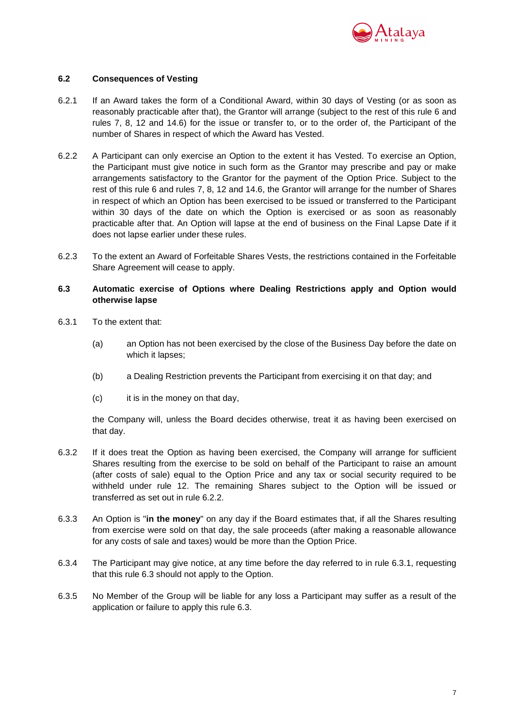### 6.2 Consequences of Vesting

6.2.1 If an Award takes the form of a Conditional Award, within 30 days of Vesting (or as soon as reasonably practicable after that), the Grantor will arrange (subject to the rest of this rule 6 and rules 7, 8, 12 and 14.6) for the issue or transfer to, or to the order of, the Participant of the number of Shares in respect of which the Award has Vested.

6.2.2 A Participant can only exercise an Option to the extent it has Vested. To exercise an Option, the Participant must give notice in such form as the Grantor may prescribe and pay or make arrangements satisfactory to the Grantor for the payment of the Option Price. Subject to the rest of this rule 6 and rules 7, 8, 12 and 14.6, the Grantor will arrange for the number of Shares in respect of which an Option has been exercised to be issued or transferred to the Participant within 30 days of the date on which the Option is exercised or as soon as reasonably practicable after that. An Option will lapse at the end of business on the Final Lapse Date if it does not lapse earlier under these rules.

6.2.3 To the extent an Award of Forfeitable Shares Vests, the restrictions contained in the Forfeitable Share Agreement will cease to apply.

### 6.3 Automatic exercise of Options where Dealing Restrictions apply and Option would otherwise lapse

6.3.1 To the extent that:

(a) an Option has not been exercised by the close of the Business Day before the date on which it lapses;

(b) a Dealing Restriction prevents the Participant from exercising it on that day; and

(c) it is in the money on that day,

the Company will, unless the Board decides otherwise, treat it as having been exercised on that day.

6.3.2 If it does treat the Option as having been exercised, the Company will arrange for sufficient Shares resulting from the exercise to be sold on behalf of the Participant to raise an amount (after costs of sale) equal to the Option Price and any tax or social security required to be withheld under rule 12. The remaining Shares subject to the Option will be issued or transferred as set out in rule 6.2.2.

6.3.3 An Option is "**in the money**" on any day if the Board estimates that, if all the Shares resulting from exercise were sold on that day, the sale proceeds (after making a reasonable allowance for any costs of sale and taxes) would be more than the Option Price.

6.3.4 The Participant may give notice, at any time before the day referred to in rule 6.3.1, requesting that this rule 6.3 should not apply to the Option.

6.3.5 No Member of the Group will be liable for any loss a Participant may suffer as a result of the application or failure to apply this rule 6.3.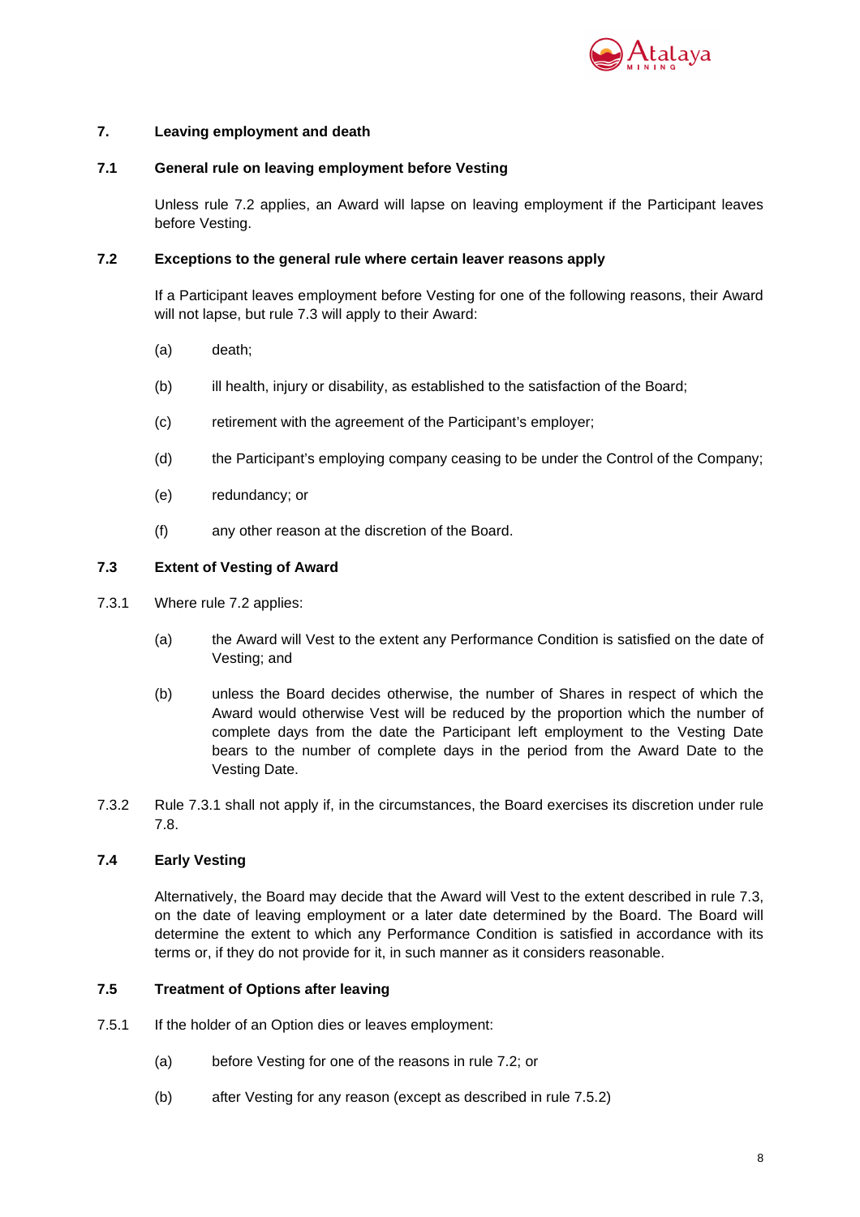## 7. Leaving employment and death

### 7.1 General rule on leaving employment before Vesting

Unless rule 7.2 applies, an Award will lapse on leaving employment if the Participant leaves before Vesting.

### 7.2 Exceptions to the general rule where certain leaver reasons apply

If a Participant leaves employment before Vesting for one of the following reasons, their Award will not lapse, but rule 7.3 will apply to their Award:

(a) death;

(b) ill health, injury or disability, as established to the satisfaction of the Board;

(c) retirement with the agreement of the Participant's employer;

(d) the Participant's employing company ceasing to be under the Control of the Company;

(e) redundancy; or

(f) any other reason at the discretion of the Board.

### 7.3 Extent of Vesting of Award

7.3.1 Where rule 7.2 applies:

(a) the Award will Vest to the extent any Performance Condition is satisfied on the date of Vesting; and

(b) unless the Board decides otherwise, the number of Shares in respect of which the Award would otherwise Vest will be reduced by the proportion which the number of complete days from the date the Participant left employment to the Vesting Date bears to the number of complete days in the period from the Award Date to the Vesting Date.

7.3.2 Rule 7.3.1 shall not apply if, in the circumstances, the Board exercises its discretion under rule 7.8.

### 7.4 Early Vesting

Alternatively, the Board may decide that the Award will Vest to the extent described in rule 7.3, on the date of leaving employment or a later date determined by the Board. The Board will determine the extent to which any Performance Condition is satisfied in accordance with its terms or, if they do not provide for it, in such manner as it considers reasonable.

### 7.5 Treatment of Options after leaving

7.5.1 If the holder of an Option dies or leaves employment:

(a) before Vesting for one of the reasons in rule 7.2; or

(b) after Vesting for any reason (except as described in rule 7.5.2)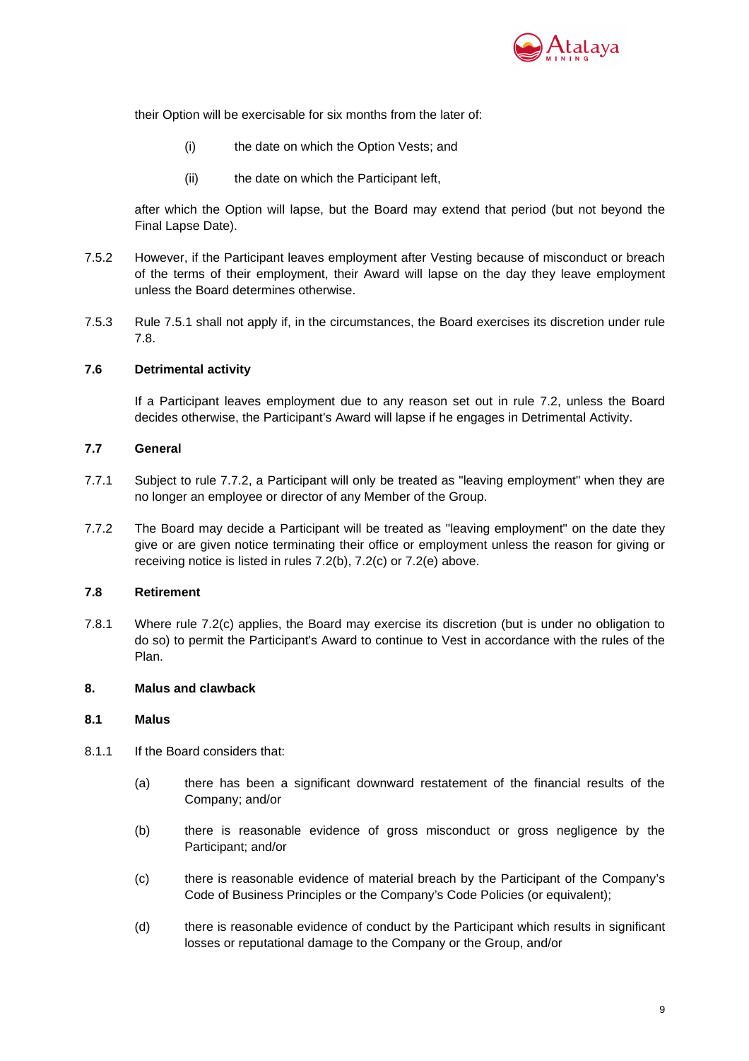their Option will be exercisable for six months from the later of:

(i) the date on which the Option Vests; and

(ii) the date on which the Participant left,

after which the Option will lapse, but the Board may extend that period (but not beyond the Final Lapse Date).

7.5.2 However, if the Participant leaves employment after Vesting because of misconduct or breach of the terms of their employment, their Award will lapse on the day they leave employment unless the Board determines otherwise.

7.5.3 Rule 7.5.1 shall not apply if, in the circumstances, the Board exercises its discretion under rule 7.8.

### 7.6 Detrimental activity

If a Participant leaves employment due to any reason set out in rule 7.2, unless the Board decides otherwise, the Participant's Award will lapse if he engages in Detrimental Activity.

### 7.7 General

7.7.1 Subject to rule 7.7.2, a Participant will only be treated as "leaving employment" when they are no longer an employee or director of any Member of the Group.

7.7.2 The Board may decide a Participant will be treated as "leaving employment" on the date they give or are given notice terminating their office or employment unless the reason for giving or receiving notice is listed in rules 7.2(b), 7.2(c) or 7.2(e) above.

### 7.8 Retirement

7.8.1 Where rule 7.2(c) applies, the Board may exercise its discretion (but is under no obligation to do so) to permit the Participant's Award to continue to Vest in accordance with the rules of the Plan.

## 8. Malus and clawback

### 8.1 Malus

8.1.1 If the Board considers that:

(a) there has been a significant downward restatement of the financial results of the Company; and/or

(b) there is reasonable evidence of gross misconduct or gross negligence by the Participant; and/or

(c) there is reasonable evidence of material breach by the Participant of the Company's Code of Business Principles or the Company's Code Policies (or equivalent);

(d) there is reasonable evidence of conduct by the Participant which results in significant losses or reputational damage to the Company or the Group, and/or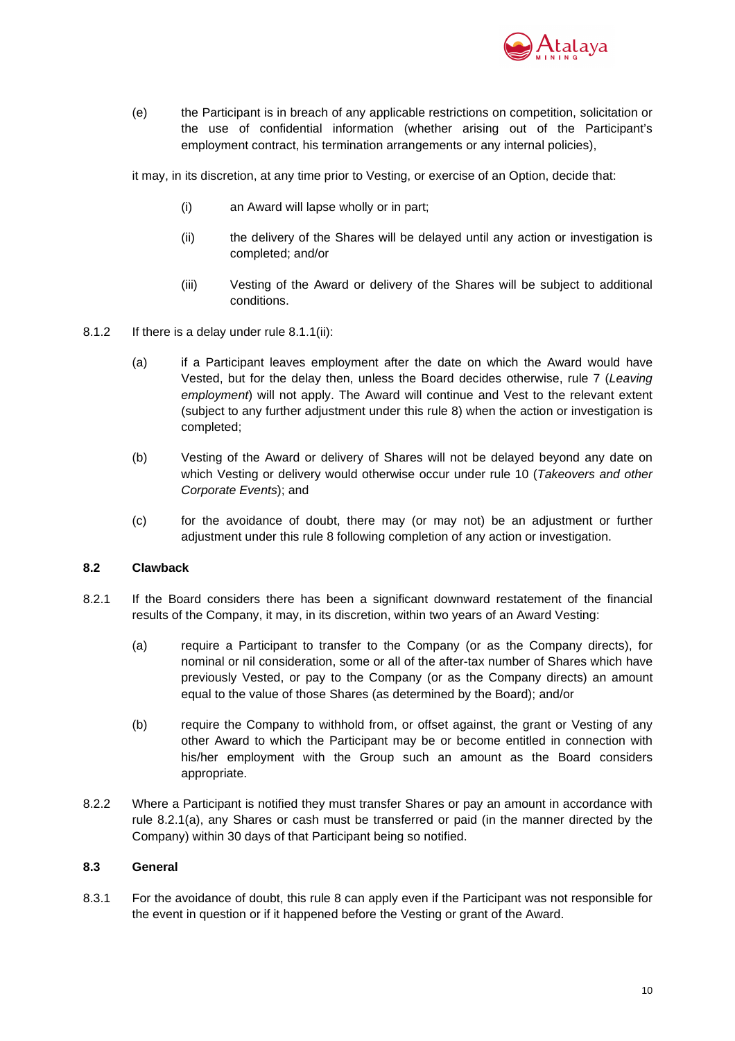(e) the Participant is in breach of any applicable restrictions on competition, solicitation or the use of confidential information (whether arising out of the Participant's employment contract, his termination arrangements or any internal policies),

it may, in its discretion, at any time prior to Vesting, or exercise of an Option, decide that:

(i) an Award will lapse wholly or in part;

(ii) the delivery of the Shares will be delayed until any action or investigation is completed; and/or

(iii) Vesting of the Award or delivery of the Shares will be subject to additional conditions.

8.1.2 If there is a delay under rule 8.1.1(ii):

(a) if a Participant leaves employment after the date on which the Award would have Vested, but for the delay then, unless the Board decides otherwise, rule 7 (*Leaving employment*) will not apply. The Award will continue and Vest to the relevant extent (subject to any further adjustment under this rule 8) when the action or investigation is completed;

(b) Vesting of the Award or delivery of Shares will not be delayed beyond any date on which Vesting or delivery would otherwise occur under rule 10 (*Takeovers and other Corporate Events*); and

(c) for the avoidance of doubt, there may (or may not) be an adjustment or further adjustment under this rule 8 following completion of any action or investigation.

**8.2 Clawback**

8.2.1 If the Board considers there has been a significant downward restatement of the financial results of the Company, it may, in its discretion, within two years of an Award Vesting:

(a) require a Participant to transfer to the Company (or as the Company directs), for nominal or nil consideration, some or all of the after-tax number of Shares which have previously Vested, or pay to the Company (or as the Company directs) an amount equal to the value of those Shares (as determined by the Board); and/or

(b) require the Company to withhold from, or offset against, the grant or Vesting of any other Award to which the Participant may be or become entitled in connection with his/her employment with the Group such an amount as the Board considers appropriate.

8.2.2 Where a Participant is notified they must transfer Shares or pay an amount in accordance with rule 8.2.1(a), any Shares or cash must be transferred or paid (in the manner directed by the Company) within 30 days of that Participant being so notified.

**8.3 General**

8.3.1 For the avoidance of doubt, this rule 8 can apply even if the Participant was not responsible for the event in question or if it happened before the Vesting or grant of the Award.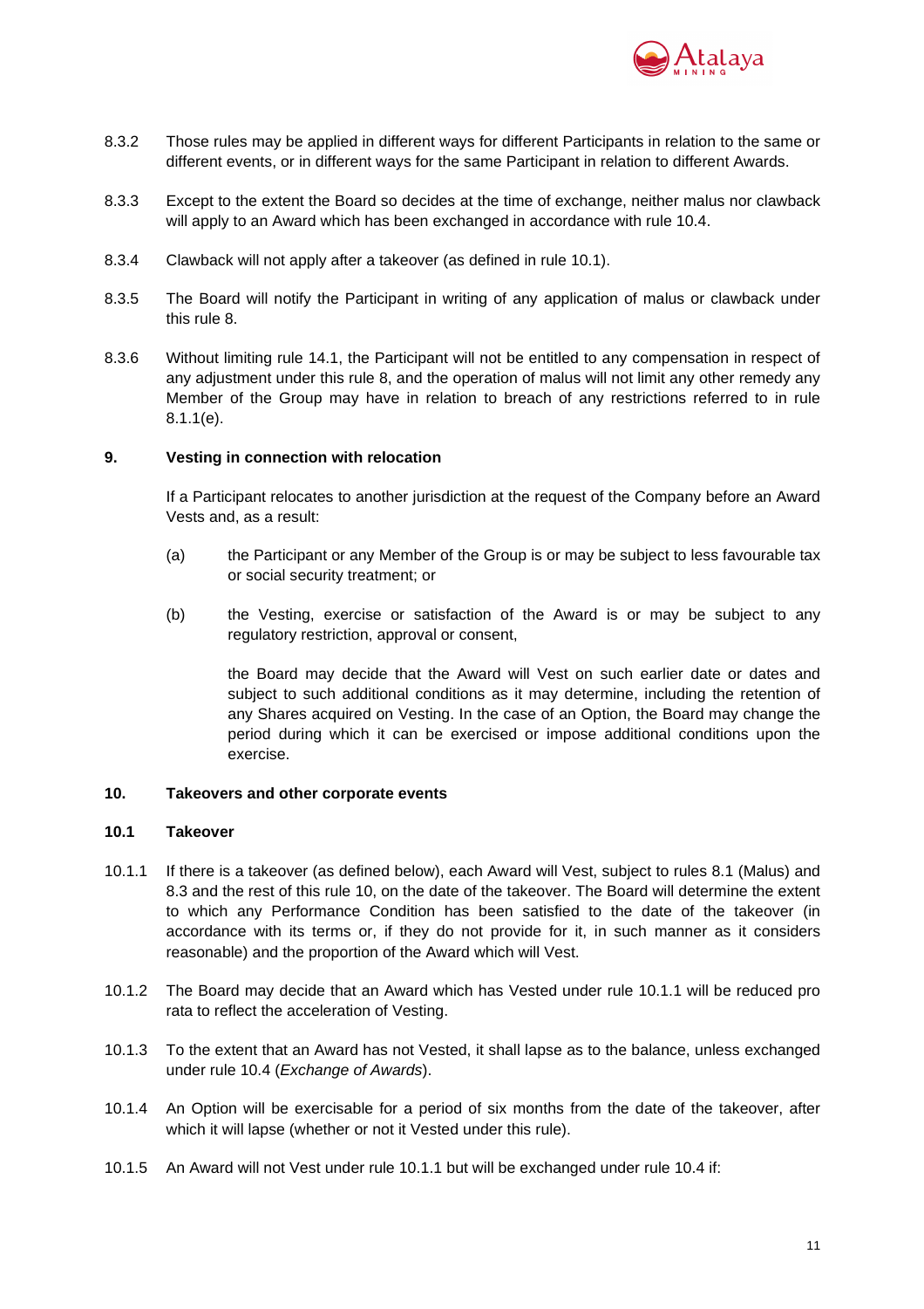8.3.2 Those rules may be applied in different ways for different Participants in relation to the same or different events, or in different ways for the same Participant in relation to different Awards.

8.3.3 Except to the extent the Board so decides at the time of exchange, neither malus nor clawback will apply to an Award which has been exchanged in accordance with rule 10.4.

8.3.4 Clawback will not apply after a takeover (as defined in rule 10.1).

8.3.5 The Board will notify the Participant in writing of any application of malus or clawback under this rule 8.

8.3.6 Without limiting rule 14.1, the Participant will not be entitled to any compensation in respect of any adjustment under this rule 8, and the operation of malus will not limit any other remedy any Member of the Group may have in relation to breach of any restrictions referred to in rule 8.1.1(e).

## 9. Vesting in connection with relocation

If a Participant relocates to another jurisdiction at the request of the Company before an Award Vests and, as a result:

(a) the Participant or any Member of the Group is or may be subject to less favourable tax or social security treatment; or

(b) the Vesting, exercise or satisfaction of the Award is or may be subject to any regulatory restriction, approval or consent,

the Board may decide that the Award will Vest on such earlier date or dates and subject to such additional conditions as it may determine, including the retention of any Shares acquired on Vesting. In the case of an Option, the Board may change the period during which it can be exercised or impose additional conditions upon the exercise.

## 10. Takeovers and other corporate events

### 10.1 Takeover

10.1.1 If there is a takeover (as defined below), each Award will Vest, subject to rules 8.1 (Malus) and 8.3 and the rest of this rule 10, on the date of the takeover. The Board will determine the extent to which any Performance Condition has been satisfied to the date of the takeover (in accordance with its terms or, if they do not provide for it, in such manner as it considers reasonable) and the proportion of the Award which will Vest.

10.1.2 The Board may decide that an Award which has Vested under rule 10.1.1 will be reduced pro rata to reflect the acceleration of Vesting.

10.1.3 To the extent that an Award has not Vested, it shall lapse as to the balance, unless exchanged under rule 10.4 (*Exchange of Awards*).

10.1.4 An Option will be exercisable for a period of six months from the date of the takeover, after which it will lapse (whether or not it Vested under this rule).

10.1.5 An Award will not Vest under rule 10.1.1 but will be exchanged under rule 10.4 if: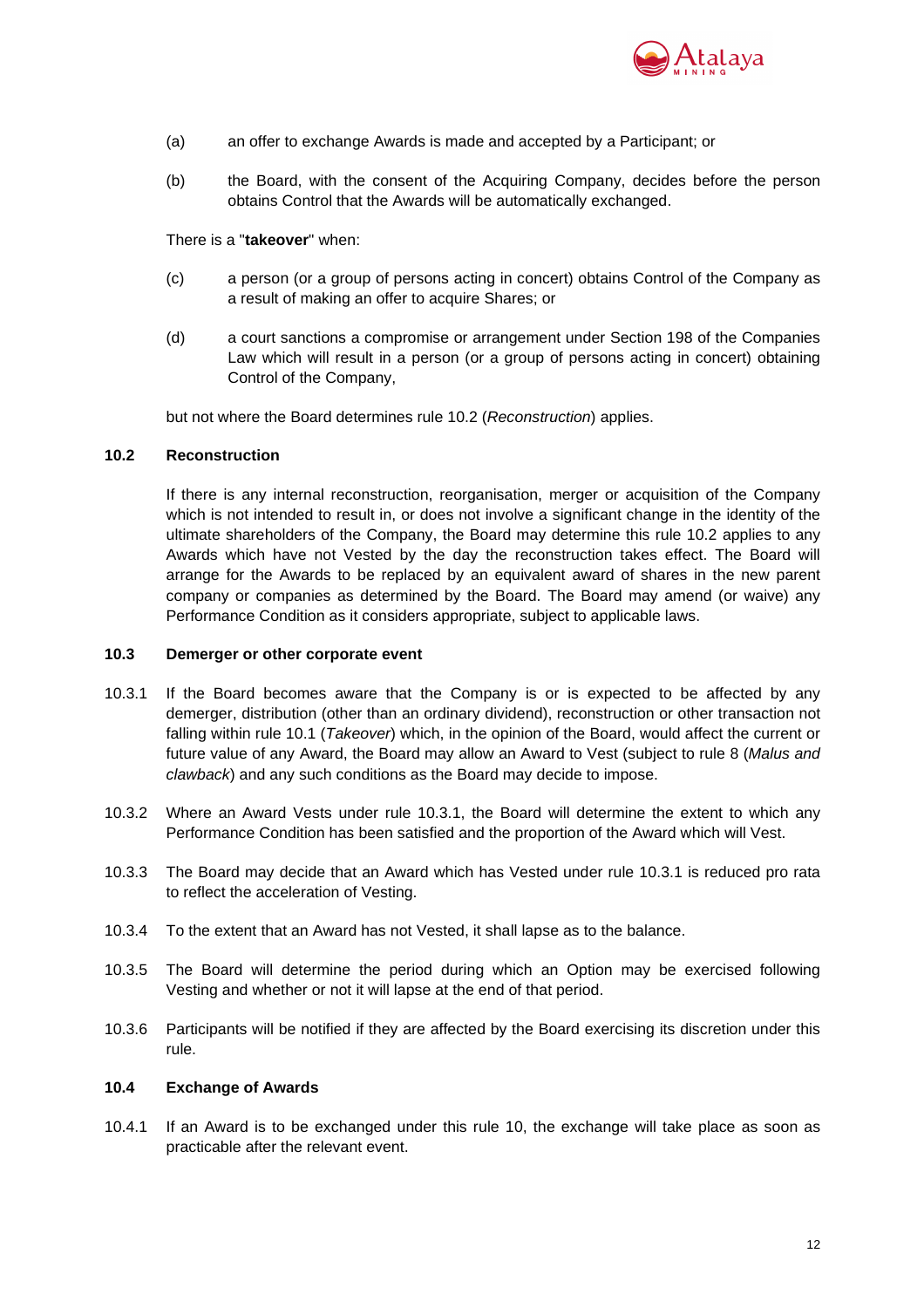(a) an offer to exchange Awards is made and accepted by a Participant; or

(b) the Board, with the consent of the Acquiring Company, decides before the person obtains Control that the Awards will be automatically exchanged.

There is a "**takeover**" when:

(c) a person (or a group of persons acting in concert) obtains Control of the Company as a result of making an offer to acquire Shares; or

(d) a court sanctions a compromise or arrangement under Section 198 of the Companies Law which will result in a person (or a group of persons acting in concert) obtaining Control of the Company,

but not where the Board determines rule 10.2 (*Reconstruction*) applies.

**10.2 Reconstruction**

If there is any internal reconstruction, reorganisation, merger or acquisition of the Company which is not intended to result in, or does not involve a significant change in the identity of the ultimate shareholders of the Company, the Board may determine this rule 10.2 applies to any Awards which have not Vested by the day the reconstruction takes effect. The Board will arrange for the Awards to be replaced by an equivalent award of shares in the new parent company or companies as determined by the Board. The Board may amend (or waive) any Performance Condition as it considers appropriate, subject to applicable laws.

**10.3 Demerger or other corporate event**

10.3.1 If the Board becomes aware that the Company is or is expected to be affected by any demerger, distribution (other than an ordinary dividend), reconstruction or other transaction not falling within rule 10.1 (*Takeover*) which, in the opinion of the Board, would affect the current or future value of any Award, the Board may allow an Award to Vest (subject to rule 8 (*Malus and clawback*) and any such conditions as the Board may decide to impose.

10.3.2 Where an Award Vests under rule 10.3.1, the Board will determine the extent to which any Performance Condition has been satisfied and the proportion of the Award which will Vest.

10.3.3 The Board may decide that an Award which has Vested under rule 10.3.1 is reduced pro rata to reflect the acceleration of Vesting.

10.3.4 To the extent that an Award has not Vested, it shall lapse as to the balance.

10.3.5 The Board will determine the period during which an Option may be exercised following Vesting and whether or not it will lapse at the end of that period.

10.3.6 Participants will be notified if they are affected by the Board exercising its discretion under this rule.

**10.4 Exchange of Awards**

10.4.1 If an Award is to be exchanged under this rule 10, the exchange will take place as soon as practicable after the relevant event.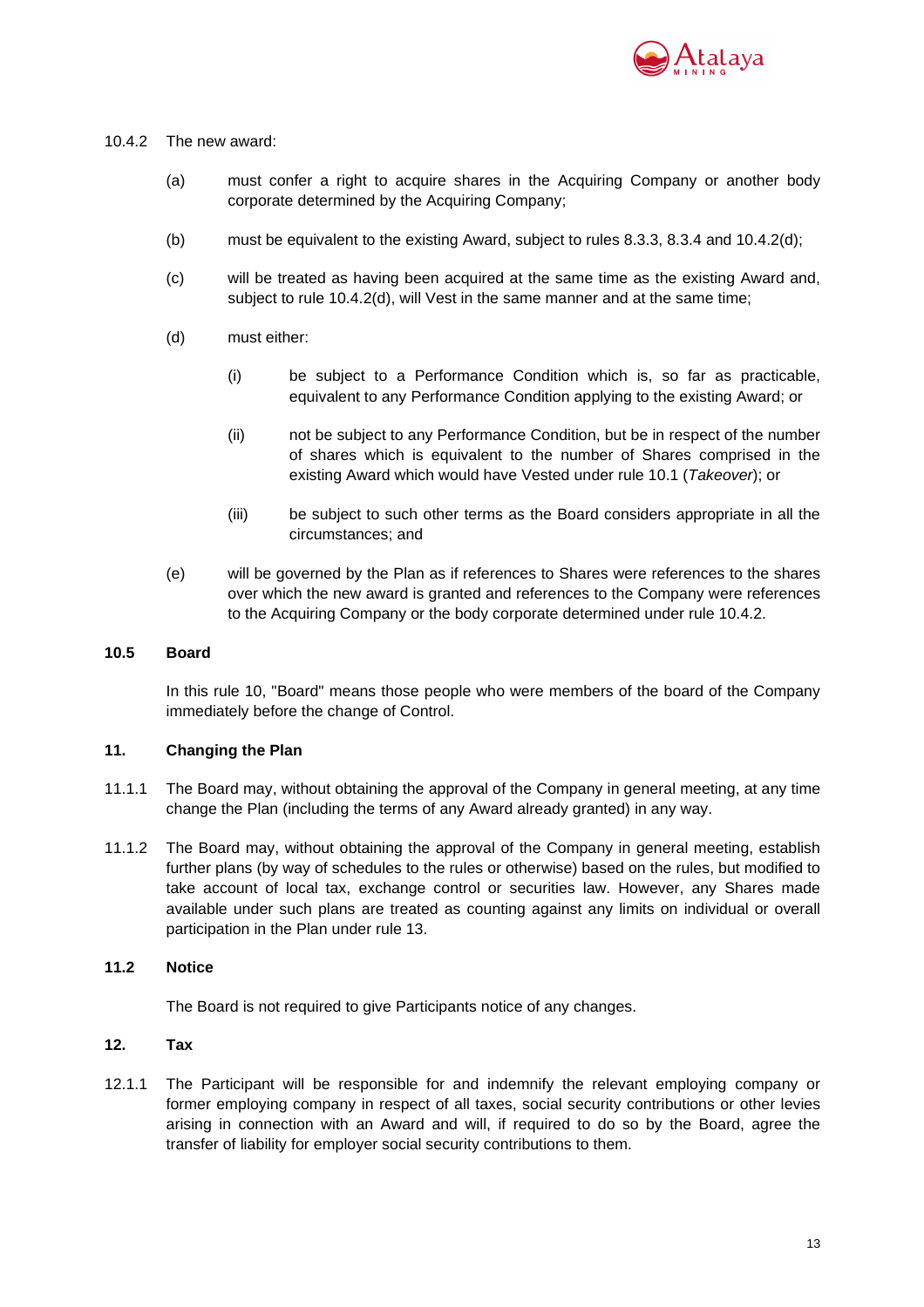10.4.2 The new award:

(a) must confer a right to acquire shares in the Acquiring Company or another body corporate determined by the Acquiring Company;

(b) must be equivalent to the existing Award, subject to rules 8.3.3, 8.3.4 and 10.4.2(d);

(c) will be treated as having been acquired at the same time as the existing Award and, subject to rule 10.4.2(d), will Vest in the same manner and at the same time;

(d) must either:

  (i) be subject to a Performance Condition which is, so far as practicable, equivalent to any Performance Condition applying to the existing Award; or

  (ii) not be subject to any Performance Condition, but be in respect of the number of shares which is equivalent to the number of Shares comprised in the existing Award which would have Vested under rule 10.1 (*Takeover*); or

  (iii) be subject to such other terms as the Board considers appropriate in all the circumstances; and

(e) will be governed by the Plan as if references to Shares were references to the shares over which the new award is granted and references to the Company were references to the Acquiring Company or the body corporate determined under rule 10.4.2.

### 10.5 Board

In this rule 10, "Board" means those people who were members of the board of the Company immediately before the change of Control.

## 11. Changing the Plan

11.1.1 The Board may, without obtaining the approval of the Company in general meeting, at any time change the Plan (including the terms of any Award already granted) in any way.

11.1.2 The Board may, without obtaining the approval of the Company in general meeting, establish further plans (by way of schedules to the rules or otherwise) based on the rules, but modified to take account of local tax, exchange control or securities law. However, any Shares made available under such plans are treated as counting against any limits on individual or overall participation in the Plan under rule 13.

### 11.2 Notice

The Board is not required to give Participants notice of any changes.

## 12. Tax

12.1.1 The Participant will be responsible for and indemnify the relevant employing company or former employing company in respect of all taxes, social security contributions or other levies arising in connection with an Award and will, if required to do so by the Board, agree the transfer of liability for employer social security contributions to them.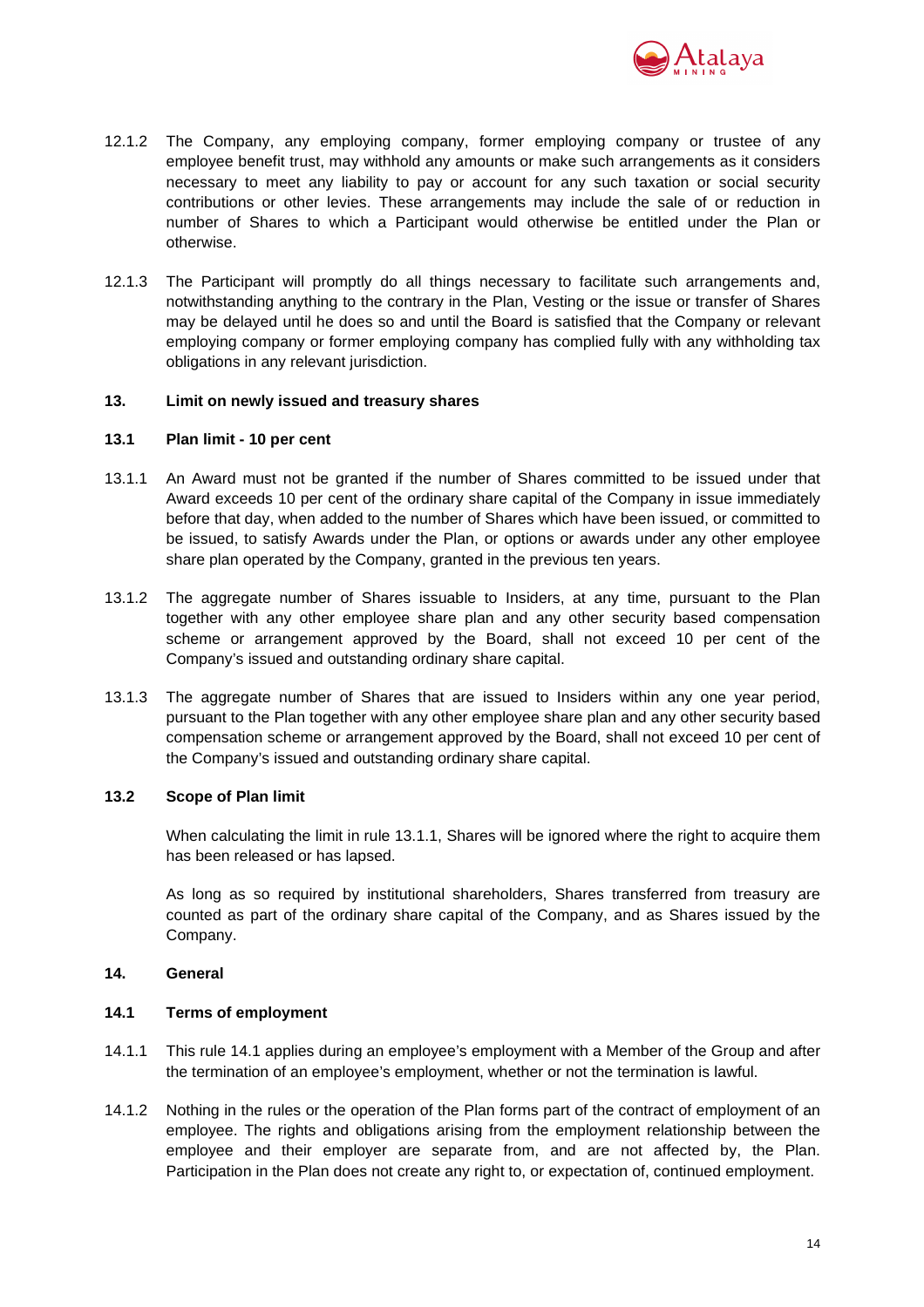12.1.2 The Company, any employing company, former employing company or trustee of any employee benefit trust, may withhold any amounts or make such arrangements as it considers necessary to meet any liability to pay or account for any such taxation or social security contributions or other levies. These arrangements may include the sale of or reduction in number of Shares to which a Participant would otherwise be entitled under the Plan or otherwise.

12.1.3 The Participant will promptly do all things necessary to facilitate such arrangements and, notwithstanding anything to the contrary in the Plan, Vesting or the issue or transfer of Shares may be delayed until he does so and until the Board is satisfied that the Company or relevant employing company or former employing company has complied fully with any withholding tax obligations in any relevant jurisdiction.

## 13. Limit on newly issued and treasury shares

### 13.1 Plan limit - 10 per cent

13.1.1 An Award must not be granted if the number of Shares committed to be issued under that Award exceeds 10 per cent of the ordinary share capital of the Company in issue immediately before that day, when added to the number of Shares which have been issued, or committed to be issued, to satisfy Awards under the Plan, or options or awards under any other employee share plan operated by the Company, granted in the previous ten years.

13.1.2 The aggregate number of Shares issuable to Insiders, at any time, pursuant to the Plan together with any other employee share plan and any other security based compensation scheme or arrangement approved by the Board, shall not exceed 10 per cent of the Company's issued and outstanding ordinary share capital.

13.1.3 The aggregate number of Shares that are issued to Insiders within any one year period, pursuant to the Plan together with any other employee share plan and any other security based compensation scheme or arrangement approved by the Board, shall not exceed 10 per cent of the Company's issued and outstanding ordinary share capital.

### 13.2 Scope of Plan limit

When calculating the limit in rule 13.1.1, Shares will be ignored where the right to acquire them has been released or has lapsed.

As long as so required by institutional shareholders, Shares transferred from treasury are counted as part of the ordinary share capital of the Company, and as Shares issued by the Company.

## 14. General

### 14.1 Terms of employment

14.1.1 This rule 14.1 applies during an employee's employment with a Member of the Group and after the termination of an employee's employment, whether or not the termination is lawful.

14.1.2 Nothing in the rules or the operation of the Plan forms part of the contract of employment of an employee. The rights and obligations arising from the employment relationship between the employee and their employer are separate from, and are not affected by, the Plan. Participation in the Plan does not create any right to, or expectation of, continued employment.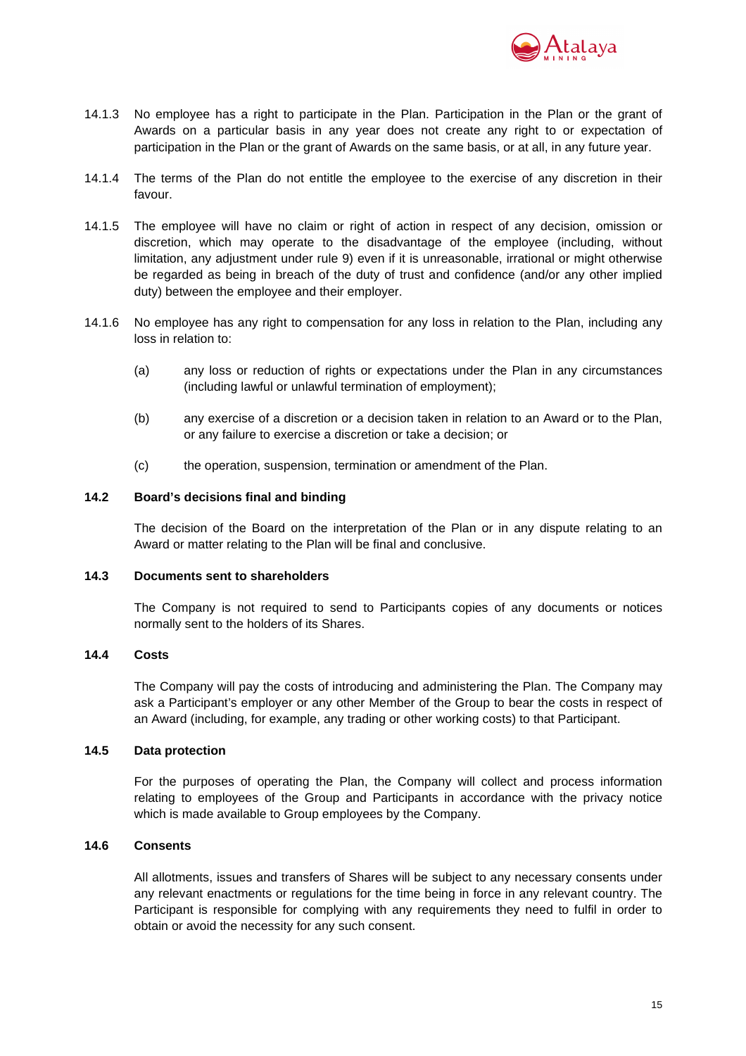14.1.3 No employee has a right to participate in the Plan. Participation in the Plan or the grant of Awards on a particular basis in any year does not create any right to or expectation of participation in the Plan or the grant of Awards on the same basis, or at all, in any future year.

14.1.4 The terms of the Plan do not entitle the employee to the exercise of any discretion in their favour.

14.1.5 The employee will have no claim or right of action in respect of any decision, omission or discretion, which may operate to the disadvantage of the employee (including, without limitation, any adjustment under rule 9) even if it is unreasonable, irrational or might otherwise be regarded as being in breach of the duty of trust and confidence (and/or any other implied duty) between the employee and their employer.

14.1.6 No employee has any right to compensation for any loss in relation to the Plan, including any loss in relation to:

(a) any loss or reduction of rights or expectations under the Plan in any circumstances (including lawful or unlawful termination of employment);

(b) any exercise of a discretion or a decision taken in relation to an Award or to the Plan, or any failure to exercise a discretion or take a decision; or

(c) the operation, suspension, termination or amendment of the Plan.

**14.2 Board's decisions final and binding**

The decision of the Board on the interpretation of the Plan or in any dispute relating to an Award or matter relating to the Plan will be final and conclusive.

**14.3 Documents sent to shareholders**

The Company is not required to send to Participants copies of any documents or notices normally sent to the holders of its Shares.

**14.4 Costs**

The Company will pay the costs of introducing and administering the Plan. The Company may ask a Participant's employer or any other Member of the Group to bear the costs in respect of an Award (including, for example, any trading or other working costs) to that Participant.

**14.5 Data protection**

For the purposes of operating the Plan, the Company will collect and process information relating to employees of the Group and Participants in accordance with the privacy notice which is made available to Group employees by the Company.

**14.6 Consents**

All allotments, issues and transfers of Shares will be subject to any necessary consents under any relevant enactments or regulations for the time being in force in any relevant country. The Participant is responsible for complying with any requirements they need to fulfil in order to obtain or avoid the necessity for any such consent.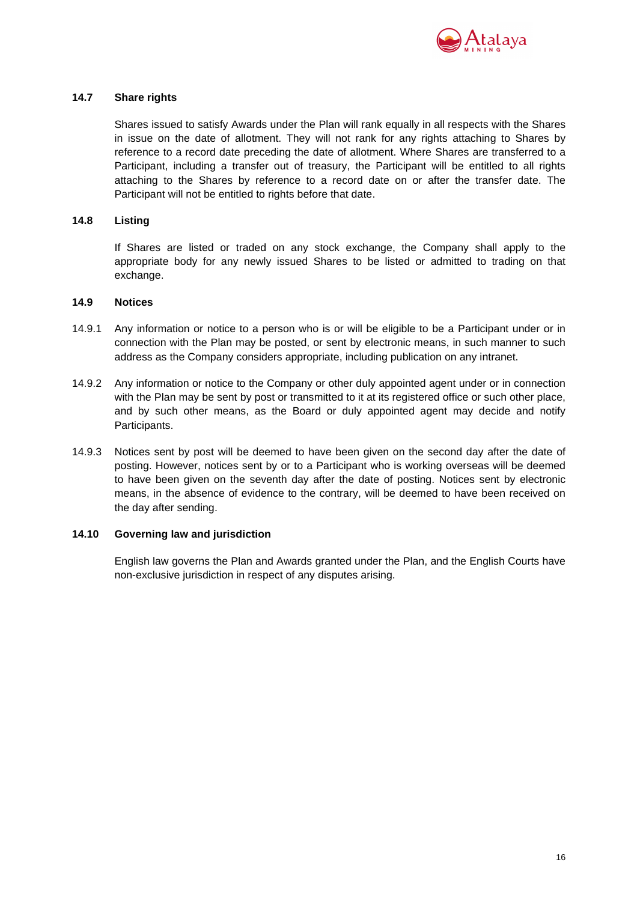### 14.7 Share rights

Shares issued to satisfy Awards under the Plan will rank equally in all respects with the Shares in issue on the date of allotment. They will not rank for any rights attaching to Shares by reference to a record date preceding the date of allotment. Where Shares are transferred to a Participant, including a transfer out of treasury, the Participant will be entitled to all rights attaching to the Shares by reference to a record date on or after the transfer date. The Participant will not be entitled to rights before that date.

### 14.8 Listing

If Shares are listed or traded on any stock exchange, the Company shall apply to the appropriate body for any newly issued Shares to be listed or admitted to trading on that exchange.

### 14.9 Notices

14.9.1 Any information or notice to a person who is or will be eligible to be a Participant under or in connection with the Plan may be posted, or sent by electronic means, in such manner to such address as the Company considers appropriate, including publication on any intranet.

14.9.2 Any information or notice to the Company or other duly appointed agent under or in connection with the Plan may be sent by post or transmitted to it at its registered office or such other place, and by such other means, as the Board or duly appointed agent may decide and notify Participants.

14.9.3 Notices sent by post will be deemed to have been given on the second day after the date of posting. However, notices sent by or to a Participant who is working overseas will be deemed to have been given on the seventh day after the date of posting. Notices sent by electronic means, in the absence of evidence to the contrary, will be deemed to have been received on the day after sending.

### 14.10 Governing law and jurisdiction

English law governs the Plan and Awards granted under the Plan, and the English Courts have non-exclusive jurisdiction in respect of any disputes arising.